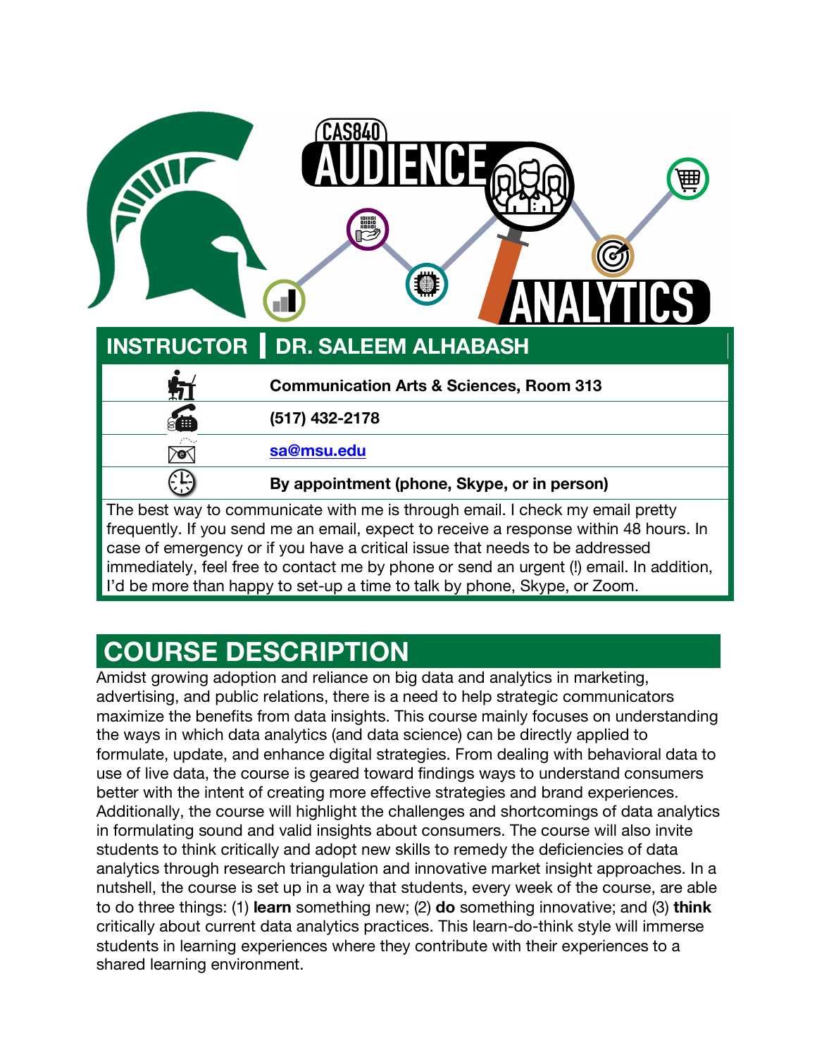CAS840

# AUDIENCE ANALYTICS

## INSTRUCTOR | DR. SALEEM ALHABASH

| | |
|---|---|
| | **Communication Arts & Sciences, Room 313** |
| | **(517) 432-2178** |
| | **sa@msu.edu** |
| | **By appointment (phone, Skype, or in person)** |

The best way to communicate with me is through email. I check my email pretty frequently. If you send me an email, expect to receive a response within 48 hours. In case of emergency or if you have a critical issue that needs to be addressed immediately, feel free to contact me by phone or send an urgent (!) email. In addition, I'd be more than happy to set-up a time to talk by phone, Skype, or Zoom.

## COURSE DESCRIPTION

Amidst growing adoption and reliance on big data and analytics in marketing, advertising, and public relations, there is a need to help strategic communicators maximize the benefits from data insights. This course mainly focuses on understanding the ways in which data analytics (and data science) can be directly applied to formulate, update, and enhance digital strategies. From dealing with behavioral data to use of live data, the course is geared toward findings ways to understand consumers better with the intent of creating more effective strategies and brand experiences. Additionally, the course will highlight the challenges and shortcomings of data analytics in formulating sound and valid insights about consumers. The course will also invite students to think critically and adopt new skills to remedy the deficiencies of data analytics through research triangulation and innovative market insight approaches. In a nutshell, the course is set up in a way that students, every week of the course, are able to do three things: (1) **learn** something new; (2) **do** something innovative; and (3) **think** critically about current data analytics practices. This learn-do-think style will immerse students in learning experiences where they contribute with their experiences to a shared learning environment.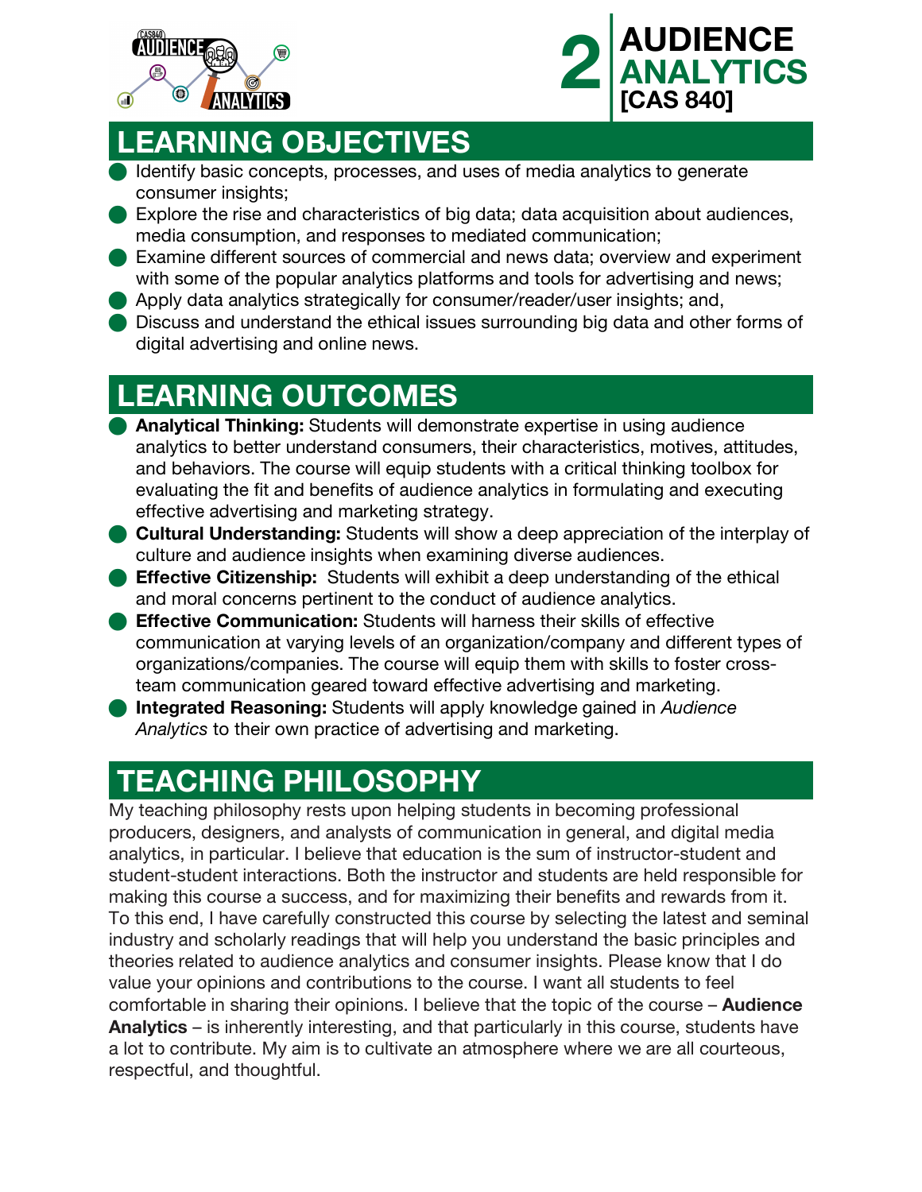# LEARNING OBJECTIVES

- Identify basic concepts, processes, and uses of media analytics to generate consumer insights;
- Explore the rise and characteristics of big data; data acquisition about audiences, media consumption, and responses to mediated communication;
- Examine different sources of commercial and news data; overview and experiment with some of the popular analytics platforms and tools for advertising and news;
- Apply data analytics strategically for consumer/reader/user insights; and,
- Discuss and understand the ethical issues surrounding big data and other forms of digital advertising and online news.

# LEARNING OUTCOMES

- **Analytical Thinking:** Students will demonstrate expertise in using audience analytics to better understand consumers, their characteristics, motives, attitudes, and behaviors. The course will equip students with a critical thinking toolbox for evaluating the fit and benefits of audience analytics in formulating and executing effective advertising and marketing strategy.
- **Cultural Understanding:** Students will show a deep appreciation of the interplay of culture and audience insights when examining diverse audiences.
- **Effective Citizenship:** Students will exhibit a deep understanding of the ethical and moral concerns pertinent to the conduct of audience analytics.
- **Effective Communication:** Students will harness their skills of effective communication at varying levels of an organization/company and different types of organizations/companies. The course will equip them with skills to foster cross-team communication geared toward effective advertising and marketing.
- **Integrated Reasoning:** Students will apply knowledge gained in *Audience Analytics* to their own practice of advertising and marketing.

# TEACHING PHILOSOPHY

My teaching philosophy rests upon helping students in becoming professional producers, designers, and analysts of communication in general, and digital media analytics, in particular. I believe that education is the sum of instructor-student and student-student interactions. Both the instructor and students are held responsible for making this course a success, and for maximizing their benefits and rewards from it. To this end, I have carefully constructed this course by selecting the latest and seminal industry and scholarly readings that will help you understand the basic principles and theories related to audience analytics and consumer insights. Please know that I do value your opinions and contributions to the course. I want all students to feel comfortable in sharing their opinions. I believe that the topic of the course – **Audience Analytics** – is inherently interesting, and that particularly in this course, students have a lot to contribute. My aim is to cultivate an atmosphere where we are all courteous, respectful, and thoughtful.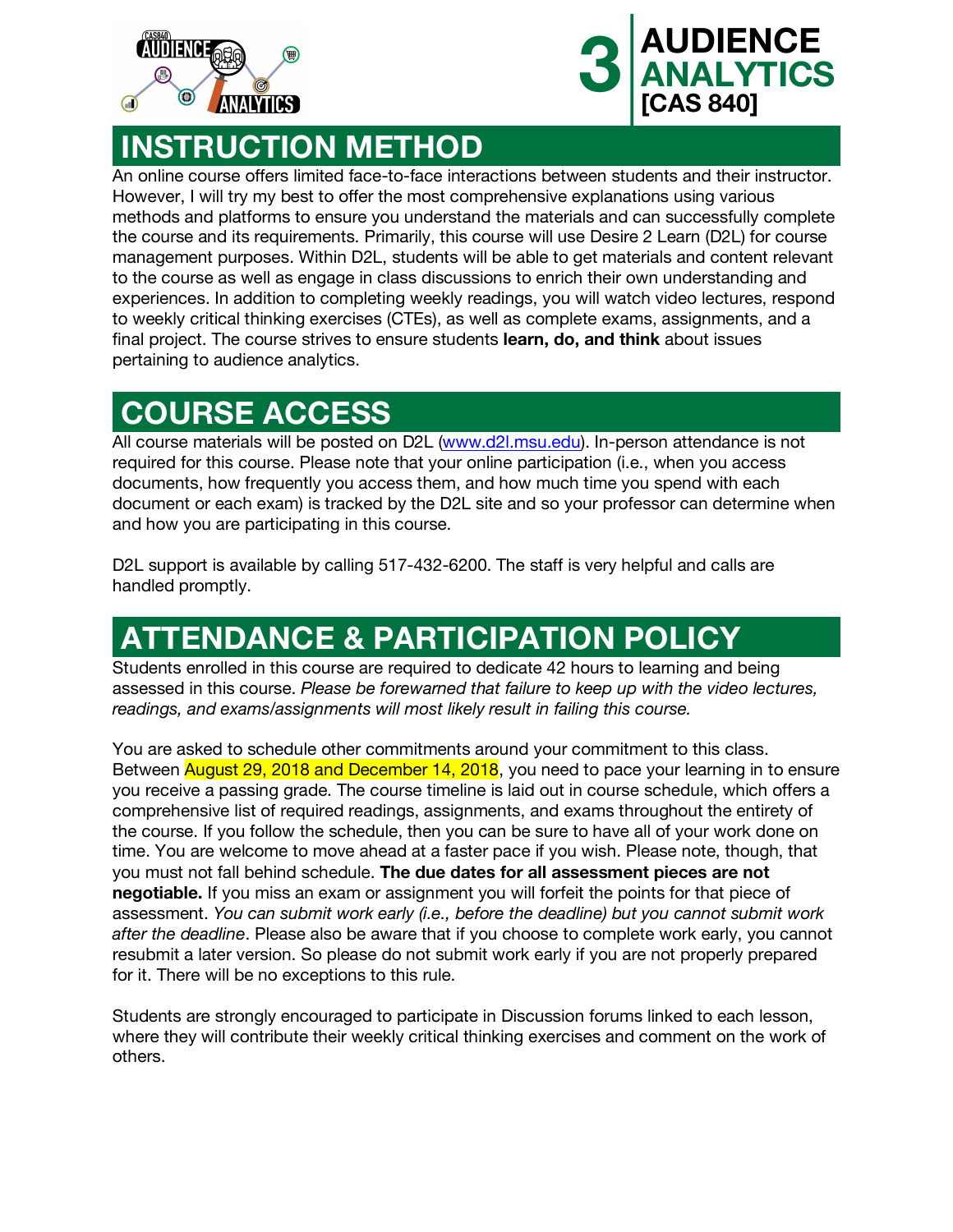## INSTRUCTION METHOD

An online course offers limited face-to-face interactions between students and their instructor. However, I will try my best to offer the most comprehensive explanations using various methods and platforms to ensure you understand the materials and can successfully complete the course and its requirements. Primarily, this course will use Desire 2 Learn (D2L) for course management purposes. Within D2L, students will be able to get materials and content relevant to the course as well as engage in class discussions to enrich their own understanding and experiences. In addition to completing weekly readings, you will watch video lectures, respond to weekly critical thinking exercises (CTEs), as well as complete exams, assignments, and a final project. The course strives to ensure students **learn, do, and think** about issues pertaining to audience analytics.

## COURSE ACCESS

All course materials will be posted on D2L ([www.d2l.msu.edu](www.d2l.msu.edu)). In-person attendance is not required for this course. Please note that your online participation (i.e., when you access documents, how frequently you access them, and how much time you spend with each document or each exam) is tracked by the D2L site and so your professor can determine when and how you are participating in this course.

D2L support is available by calling 517-432-6200. The staff is very helpful and calls are handled promptly.

## ATTENDANCE & PARTICIPATION POLICY

Students enrolled in this course are required to dedicate 42 hours to learning and being assessed in this course. *Please be forewarned that failure to keep up with the video lectures, readings, and exams/assignments will most likely result in failing this course.*

You are asked to schedule other commitments around your commitment to this class. Between August 29, 2018 and December 14, 2018, you need to pace your learning in to ensure you receive a passing grade. The course timeline is laid out in course schedule, which offers a comprehensive list of required readings, assignments, and exams throughout the entirety of the course. If you follow the schedule, then you can be sure to have all of your work done on time. You are welcome to move ahead at a faster pace if you wish. Please note, though, that you must not fall behind schedule. **The due dates for all assessment pieces are not negotiable.** If you miss an exam or assignment you will forfeit the points for that piece of assessment. *You can submit work early (i.e., before the deadline) but you cannot submit work after the deadline*. Please also be aware that if you choose to complete work early, you cannot resubmit a later version. So please do not submit work early if you are not properly prepared for it. There will be no exceptions to this rule.

Students are strongly encouraged to participate in Discussion forums linked to each lesson, where they will contribute their weekly critical thinking exercises and comment on the work of others.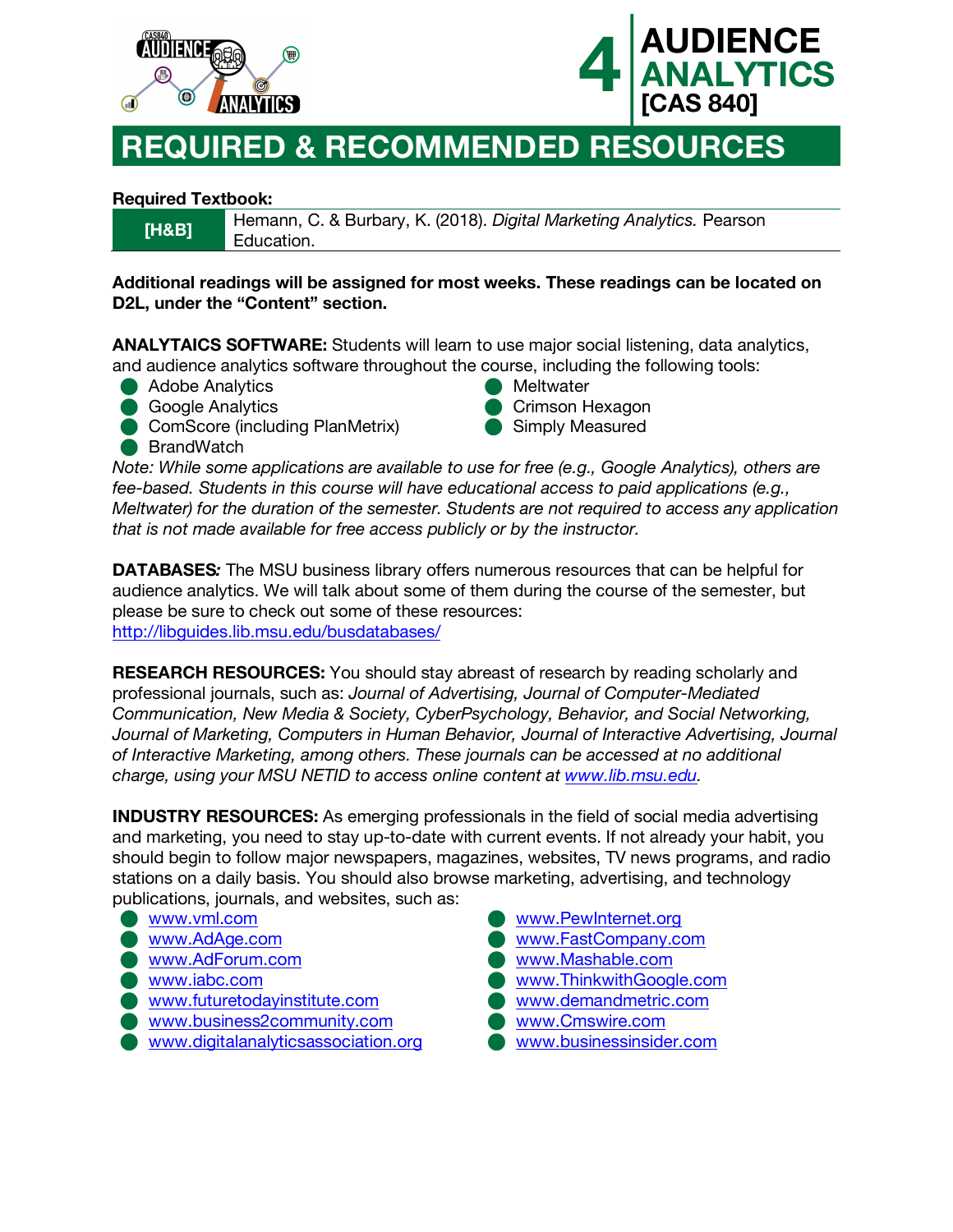# REQUIRED & RECOMMENDED RESOURCES

**Required Textbook:**

| | |
|---|---|
| **[H&B]** | Hemann, C. & Burbary, K. (2018). *Digital Marketing Analytics.* Pearson Education. |

**Additional readings will be assigned for most weeks. These readings can be located on D2L, under the "Content" section.**

**ANALYTAICS SOFTWARE:** Students will learn to use major social listening, data analytics, and audience analytics software throughout the course, including the following tools:

- Adobe Analytics
- Google Analytics
- ComScore (including PlanMetrix)
- BrandWatch
- Meltwater
- Crimson Hexagon
- Simply Measured

*Note: While some applications are available to use for free (e.g., Google Analytics), others are fee-based. Students in this course will have educational access to paid applications (e.g., Meltwater) for the duration of the semester. Students are not required to access any application that is not made available for free access publicly or by the instructor.*

**DATABASES:** The MSU business library offers numerous resources that can be helpful for audience analytics. We will talk about some of them during the course of the semester, but please be sure to check out some of these resources: http://libguides.lib.msu.edu/busdatabases/

**RESEARCH RESOURCES:** You should stay abreast of research by reading scholarly and professional journals, such as: *Journal of Advertising, Journal of Computer-Mediated Communication, New Media & Society, CyberPsychology, Behavior, and Social Networking, Journal of Marketing, Computers in Human Behavior, Journal of Interactive Advertising, Journal of Interactive Marketing, among others. These journals can be accessed at no additional charge, using your MSU NETID to access online content at* www.lib.msu.edu.

**INDUSTRY RESOURCES:** As emerging professionals in the field of social media advertising and marketing, you need to stay up-to-date with current events. If not already your habit, you should begin to follow major newspapers, magazines, websites, TV news programs, and radio stations on a daily basis. You should also browse marketing, advertising, and technology publications, journals, and websites, such as:

- www.vml.com
- www.AdAge.com
- www.AdForum.com
- www.iabc.com
- www.futuretodayinstitute.com
- www.business2community.com
- www.digitalanalyticsassociation.org
- www.PewInternet.org
- www.FastCompany.com
- www.Mashable.com
- www.ThinkwithGoogle.com
- www.demandmetric.com
- www.Cmswire.com
- www.businessinsider.com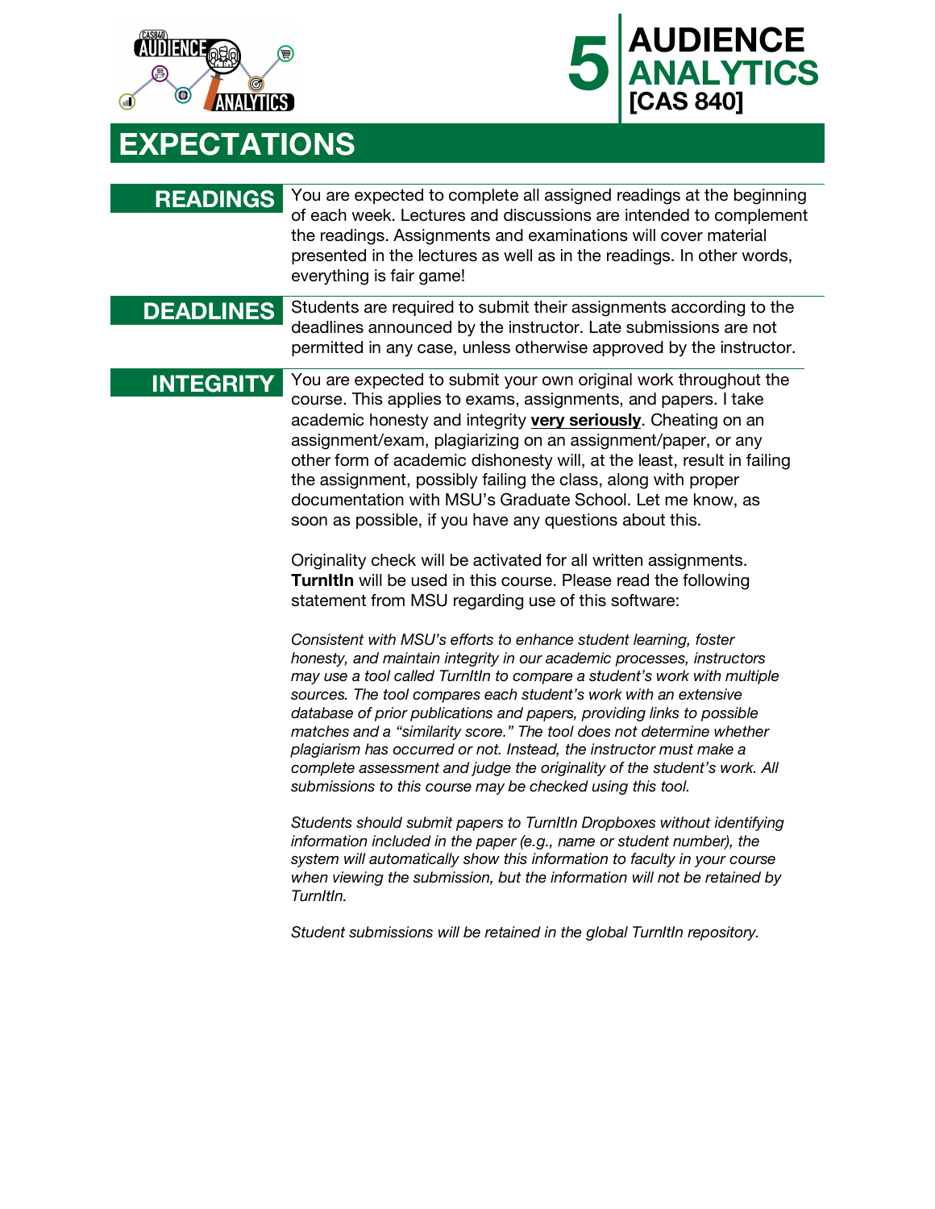# EXPECTATIONS

## READINGS

You are expected to complete all assigned readings at the beginning of each week. Lectures and discussions are intended to complement the readings. Assignments and examinations will cover material presented in the lectures as well as in the readings. In other words, everything is fair game!

## DEADLINES

Students are required to submit their assignments according to the deadlines announced by the instructor. Late submissions are not permitted in any case, unless otherwise approved by the instructor.

## INTEGRITY

You are expected to submit your own original work throughout the course. This applies to exams, assignments, and papers. I take academic honesty and integrity **very seriously**. Cheating on an assignment/exam, plagiarizing on an assignment/paper, or any other form of academic dishonesty will, at the least, result in failing the assignment, possibly failing the class, along with proper documentation with MSU's Graduate School. Let me know, as soon as possible, if you have any questions about this.

Originality check will be activated for all written assignments. **TurnItIn** will be used in this course. Please read the following statement from MSU regarding use of this software:

*Consistent with MSU's efforts to enhance student learning, foster honesty, and maintain integrity in our academic processes, instructors may use a tool called TurnItIn to compare a student's work with multiple sources. The tool compares each student's work with an extensive database of prior publications and papers, providing links to possible matches and a "similarity score." The tool does not determine whether plagiarism has occurred or not. Instead, the instructor must make a complete assessment and judge the originality of the student's work. All submissions to this course may be checked using this tool.*

*Students should submit papers to TurnItIn Dropboxes without identifying information included in the paper (e.g., name or student number), the system will automatically show this information to faculty in your course when viewing the submission, but the information will not be retained by TurnItIn.*

*Student submissions will be retained in the global TurnItIn repository.*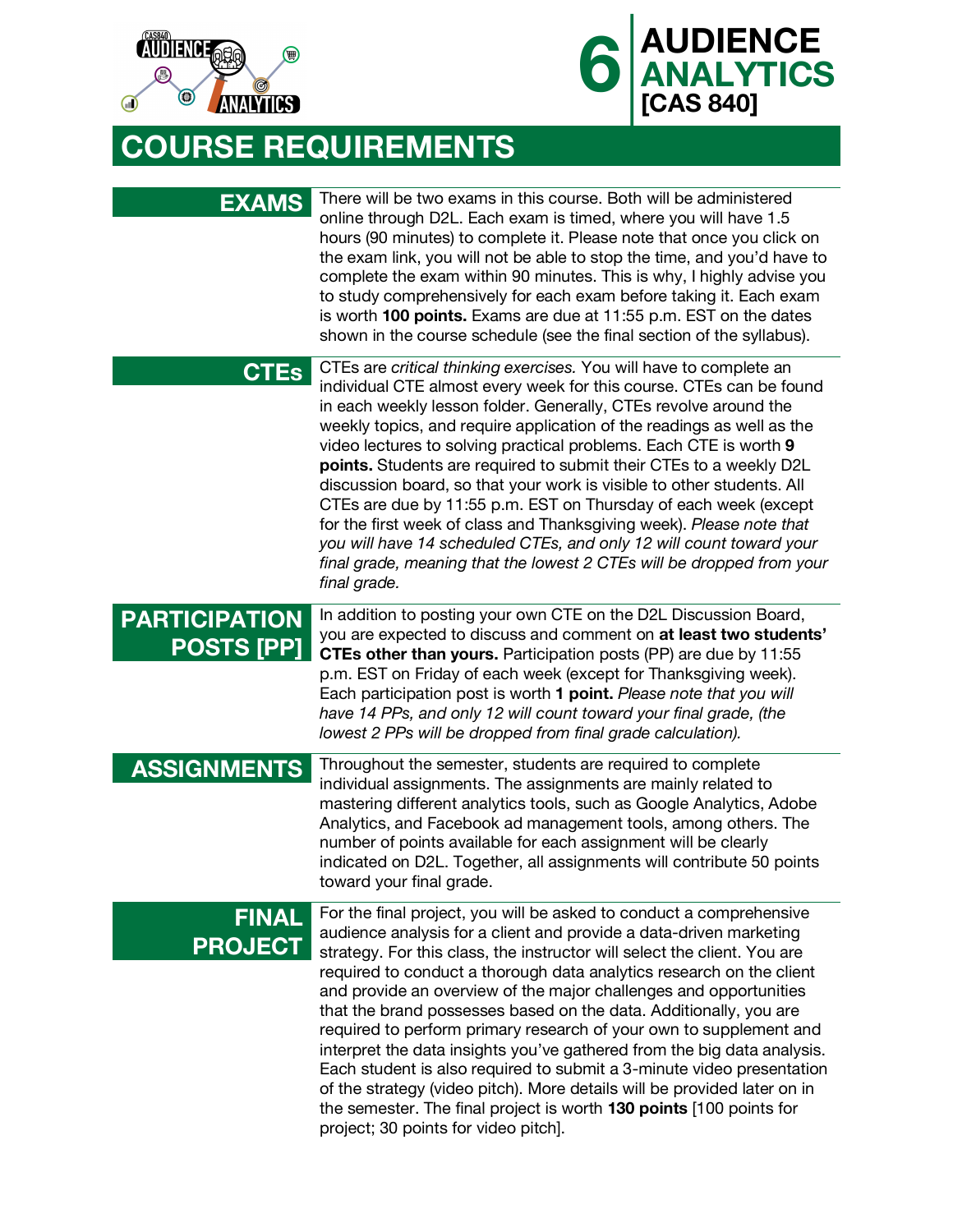# COURSE REQUIREMENTS

## EXAMS

There will be two exams in this course. Both will be administered online through D2L. Each exam is timed, where you will have 1.5 hours (90 minutes) to complete it. Please note that once you click on the exam link, you will not be able to stop the time, and you'd have to complete the exam within 90 minutes. This is why, I highly advise you to study comprehensively for each exam before taking it. Each exam is worth **100 points.** Exams are due at 11:55 p.m. EST on the dates shown in the course schedule (see the final section of the syllabus).

## CTEs

CTEs are *critical thinking exercises.* You will have to complete an individual CTE almost every week for this course. CTEs can be found in each weekly lesson folder. Generally, CTEs revolve around the weekly topics, and require application of the readings as well as the video lectures to solving practical problems. Each CTE is worth **9 points.** Students are required to submit their CTEs to a weekly D2L discussion board, so that your work is visible to other students. All CTEs are due by 11:55 p.m. EST on Thursday of each week (except for the first week of class and Thanksgiving week). *Please note that you will have 14 scheduled CTEs, and only 12 will count toward your final grade, meaning that the lowest 2 CTEs will be dropped from your final grade.*

## PARTICIPATION POSTS [PP]

In addition to posting your own CTE on the D2L Discussion Board, you are expected to discuss and comment on **at least two students' CTEs other than yours.** Participation posts (PP) are due by 11:55 p.m. EST on Friday of each week (except for Thanksgiving week). Each participation post is worth **1 point.** *Please note that you will have 14 PPs, and only 12 will count toward your final grade, (the lowest 2 PPs will be dropped from final grade calculation).*

## ASSIGNMENTS

Throughout the semester, students are required to complete individual assignments. The assignments are mainly related to mastering different analytics tools, such as Google Analytics, Adobe Analytics, and Facebook ad management tools, among others. The number of points available for each assignment will be clearly indicated on D2L. Together, all assignments will contribute 50 points toward your final grade.

## FINAL PROJECT

For the final project, you will be asked to conduct a comprehensive audience analysis for a client and provide a data-driven marketing strategy. For this class, the instructor will select the client. You are required to conduct a thorough data analytics research on the client and provide an overview of the major challenges and opportunities that the brand possesses based on the data. Additionally, you are required to perform primary research of your own to supplement and interpret the data insights you've gathered from the big data analysis. Each student is also required to submit a 3-minute video presentation of the strategy (video pitch). More details will be provided later on in the semester. The final project is worth **130 points** [100 points for project; 30 points for video pitch].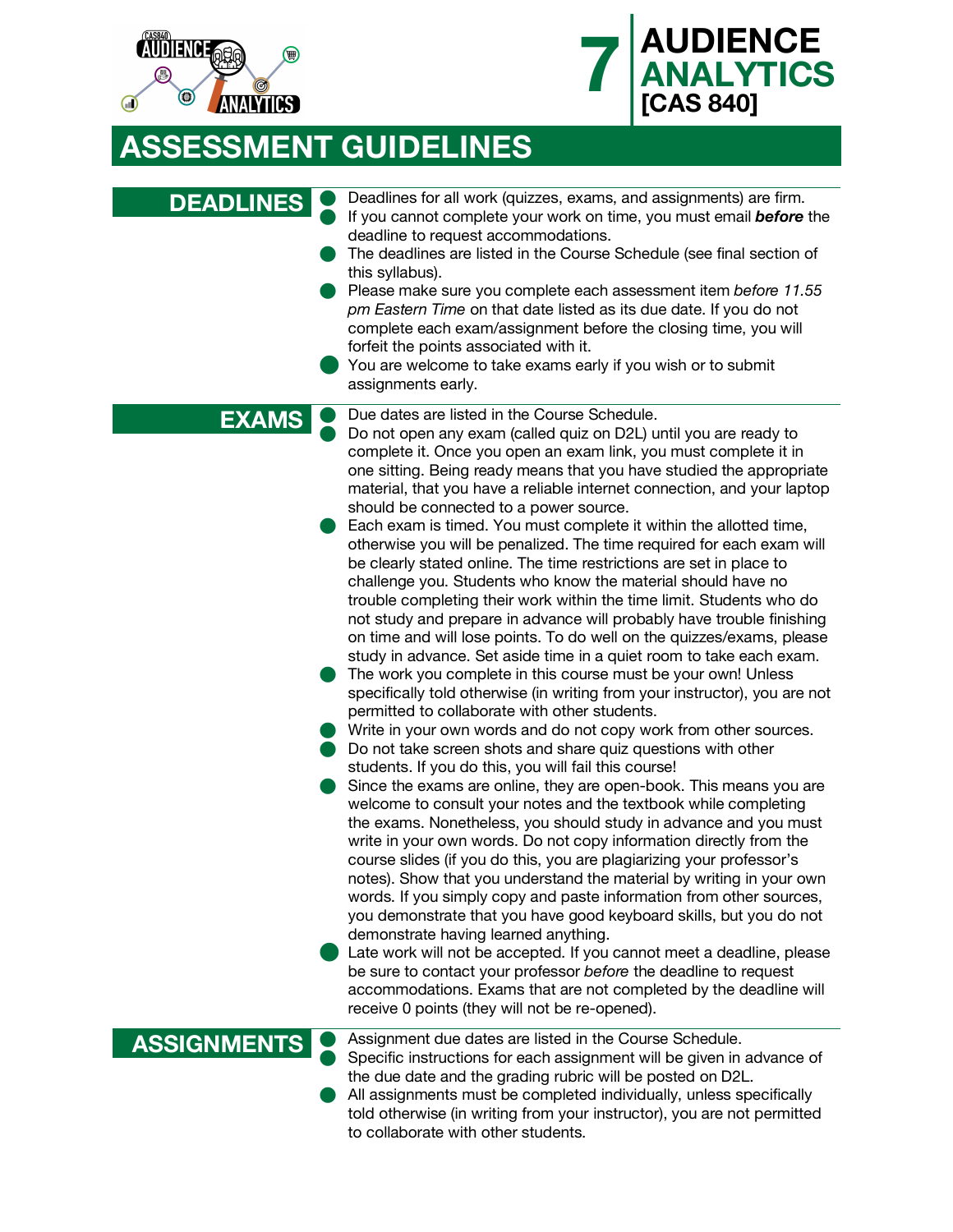# ASSESSMENT GUIDELINES

## DEADLINES

- Deadlines for all work (quizzes, exams, and assignments) are firm.
- If you cannot complete your work on time, you must email ***before*** the deadline to request accommodations.
- The deadlines are listed in the Course Schedule (see final section of this syllabus).
- Please make sure you complete each assessment item *before 11.55 pm Eastern Time* on that date listed as its due date. If you do not complete each exam/assignment before the closing time, you will forfeit the points associated with it.
- You are welcome to take exams early if you wish or to submit assignments early.

## EXAMS

- Due dates are listed in the Course Schedule.
- Do not open any exam (called quiz on D2L) until you are ready to complete it. Once you open an exam link, you must complete it in one sitting. Being ready means that you have studied the appropriate material, that you have a reliable internet connection, and your laptop should be connected to a power source.
- Each exam is timed. You must complete it within the allotted time, otherwise you will be penalized. The time required for each exam will be clearly stated online. The time restrictions are set in place to challenge you. Students who know the material should have no trouble completing their work within the time limit. Students who do not study and prepare in advance will probably have trouble finishing on time and will lose points. To do well on the quizzes/exams, please study in advance. Set aside time in a quiet room to take each exam.
- The work you complete in this course must be your own! Unless specifically told otherwise (in writing from your instructor), you are not permitted to collaborate with other students.
- Write in your own words and do not copy work from other sources.
- Do not take screen shots and share quiz questions with other students. If you do this, you will fail this course!
- Since the exams are online, they are open-book. This means you are welcome to consult your notes and the textbook while completing the exams. Nonetheless, you should study in advance and you must write in your own words. Do not copy information directly from the course slides (if you do this, you are plagiarizing your professor's notes). Show that you understand the material by writing in your own words. If you simply copy and paste information from other sources, you demonstrate that you have good keyboard skills, but you do not demonstrate having learned anything.
- Late work will not be accepted. If you cannot meet a deadline, please be sure to contact your professor *before* the deadline to request accommodations. Exams that are not completed by the deadline will receive 0 points (they will not be re-opened).

## ASSIGNMENTS

- Assignment due dates are listed in the Course Schedule.
- Specific instructions for each assignment will be given in advance of the due date and the grading rubric will be posted on D2L.
- All assignments must be completed individually, unless specifically told otherwise (in writing from your instructor), you are not permitted to collaborate with other students.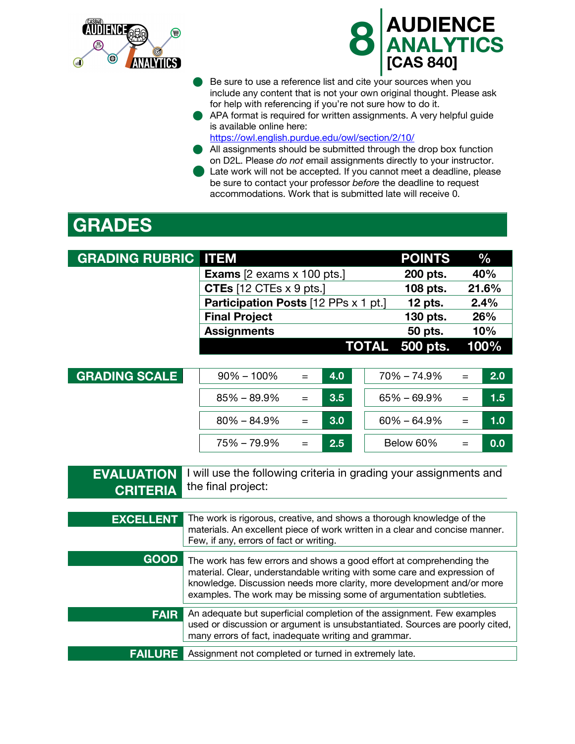- Be sure to use a reference list and cite your sources when you include any content that is not your own original thought. Please ask for help with referencing if you're not sure how to do it.
- APA format is required for written assignments. A very helpful guide is available online here: https://owl.english.purdue.edu/owl/section/2/10/
- All assignments should be submitted through the drop box function on D2L. Please *do not* email assignments directly to your instructor.
- Late work will not be accepted. If you cannot meet a deadline, please be sure to contact your professor *before* the deadline to request accommodations. Work that is submitted late will receive 0.

## GRADES

### GRADING RUBRIC

| ITEM | POINTS | % |
|---|---|---|
| **Exams** [2 exams x 100 pts.] | **200 pts.** | **40%** |
| **CTEs** [12 CTEs x 9 pts.] | **108 pts.** | **21.6%** |
| **Participation Posts** [12 PPs x 1 pt.] | **12 pts.** | **2.4%** |
| **Final Project** | **130 pts.** | **26%** |
| **Assignments** | **50 pts.** | **10%** |
| **TOTAL** | **500 pts.** | **100%** |

### GRADING SCALE

| | | | |
|---|---|---|---|
| 90% – 100% | 4.0 | 70% – 74.9% | 2.0 |
| 85% – 89.9% | 3.5 | 65% – 69.9% | 1.5 |
| 80% – 84.9% | 3.0 | 60% – 64.9% | 1.0 |
| 75% – 79.9% | 2.5 | Below 60% | 0.0 |

### EVALUATION CRITERIA

I will use the following criteria in grading your assignments and the final project:

| | |
|---|---|
| **EXCELLENT** | The work is rigorous, creative, and shows a thorough knowledge of the materials. An excellent piece of work written in a clear and concise manner. Few, if any, errors of fact or writing. |
| **GOOD** | The work has few errors and shows a good effort at comprehending the material. Clear, understandable writing with some care and expression of knowledge. Discussion needs more clarity, more development and/or more examples. The work may be missing some of argumentation subtleties. |
| **FAIR** | An adequate but superficial completion of the assignment. Few examples used or discussion or argument is unsubstantiated. Sources are poorly cited, many errors of fact, inadequate writing and grammar. |
| **FAILURE** | Assignment not completed or turned in extremely late. |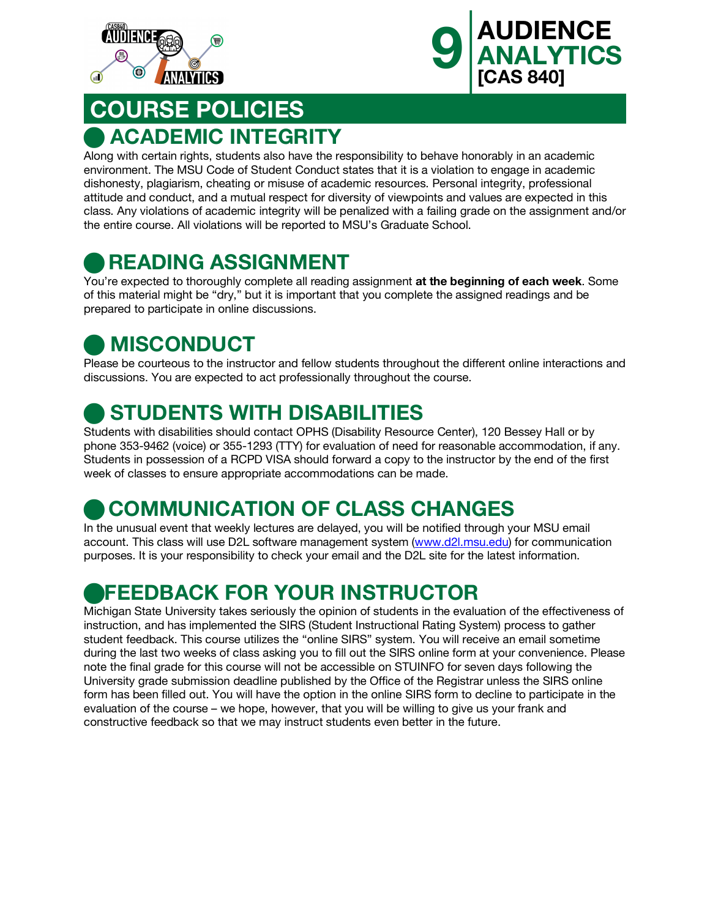# COURSE POLICIES

## ACADEMIC INTEGRITY

Along with certain rights, students also have the responsibility to behave honorably in an academic environment. The MSU Code of Student Conduct states that it is a violation to engage in academic dishonesty, plagiarism, cheating or misuse of academic resources. Personal integrity, professional attitude and conduct, and a mutual respect for diversity of viewpoints and values are expected in this class. Any violations of academic integrity will be penalized with a failing grade on the assignment and/or the entire course. All violations will be reported to MSU's Graduate School.

## READING ASSIGNMENT

You're expected to thoroughly complete all reading assignment **at the beginning of each week**. Some of this material might be "dry," but it is important that you complete the assigned readings and be prepared to participate in online discussions.

## MISCONDUCT

Please be courteous to the instructor and fellow students throughout the different online interactions and discussions. You are expected to act professionally throughout the course.

## STUDENTS WITH DISABILITIES

Students with disabilities should contact OPHS (Disability Resource Center), 120 Bessey Hall or by phone 353-9462 (voice) or 355-1293 (TTY) for evaluation of need for reasonable accommodation, if any. Students in possession of a RCPD VISA should forward a copy to the instructor by the end of the first week of classes to ensure appropriate accommodations can be made.

## COMMUNICATION OF CLASS CHANGES

In the unusual event that weekly lectures are delayed, you will be notified through your MSU email account. This class will use D2L software management system (www.d2l.msu.edu) for communication purposes. It is your responsibility to check your email and the D2L site for the latest information.

## FEEDBACK FOR YOUR INSTRUCTOR

Michigan State University takes seriously the opinion of students in the evaluation of the effectiveness of instruction, and has implemented the SIRS (Student Instructional Rating System) process to gather student feedback. This course utilizes the "online SIRS" system. You will receive an email sometime during the last two weeks of class asking you to fill out the SIRS online form at your convenience. Please note the final grade for this course will not be accessible on STUINFO for seven days following the University grade submission deadline published by the Office of the Registrar unless the SIRS online form has been filled out. You will have the option in the online SIRS form to decline to participate in the evaluation of the course – we hope, however, that you will be willing to give us your frank and constructive feedback so that we may instruct students even better in the future.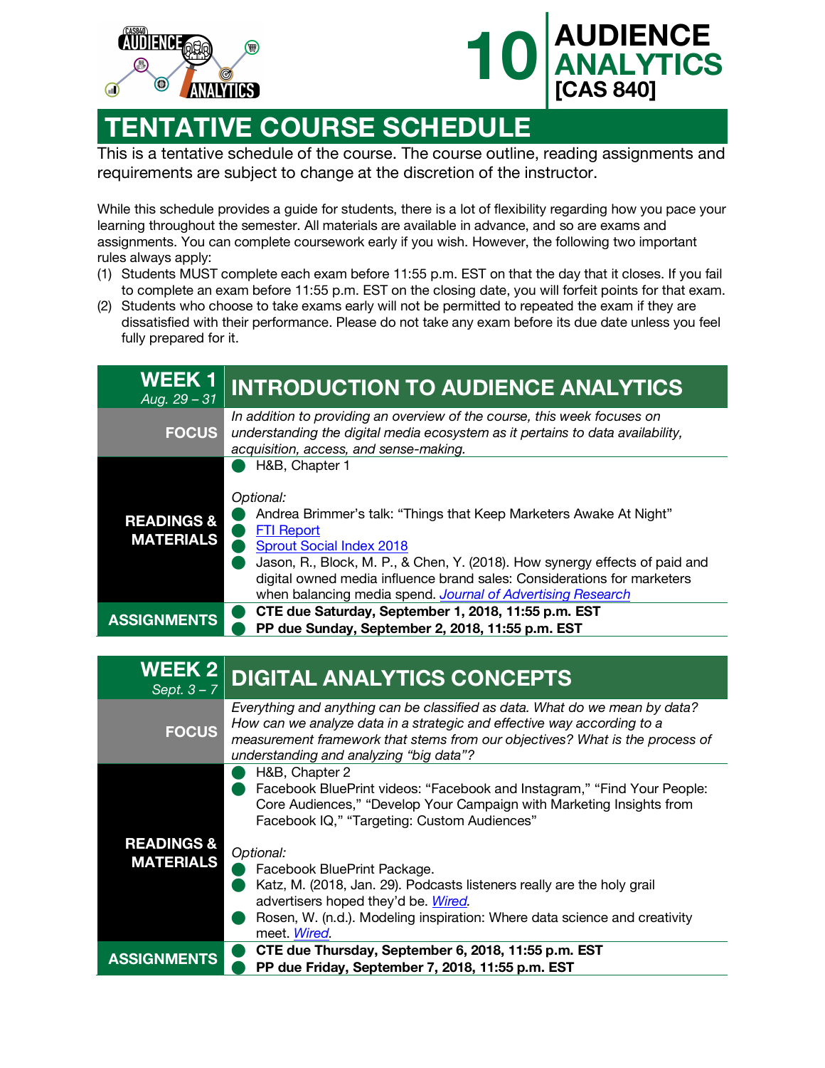# TENTATIVE COURSE SCHEDULE

This is a tentative schedule of the course. The course outline, reading assignments and requirements are subject to change at the discretion of the instructor.

While this schedule provides a guide for students, there is a lot of flexibility regarding how you pace your learning throughout the semester. All materials are available in advance, and so are exams and assignments. You can complete coursework early if you wish. However, the following two important rules always apply:

(1) Students MUST complete each exam before 11:55 p.m. EST on that the day that it closes. If you fail to complete an exam before 11:55 p.m. EST on the closing date, you will forfeit points for that exam.

(2) Students who choose to take exams early will not be permitted to repeated the exam if they are dissatisfied with their performance. Please do not take any exam before its due date unless you feel fully prepared for it.

| **WEEK 1** *Aug. 29 – 31* | **INTRODUCTION TO AUDIENCE ANALYTICS** |
|---|---|
| **FOCUS** | *In addition to providing an overview of the course, this week focuses on understanding the digital media ecosystem as it pertains to data availability, acquisition, access, and sense-making.* |
| **READINGS & MATERIALS** | • H&B, Chapter 1<br><br>*Optional:*<br>• Andrea Brimmer's talk: "Things that Keep Marketers Awake At Night"<br>• FTI Report<br>• Sprout Social Index 2018<br>• Jason, R., Block, M. P., & Chen, Y. (2018). How synergy effects of paid and digital owned media influence brand sales: Considerations for marketers when balancing media spend. *Journal of Advertising Research* |
| **ASSIGNMENTS** | • **CTE due Saturday, September 1, 2018, 11:55 p.m. EST**<br>• **PP due Sunday, September 2, 2018, 11:55 p.m. EST** |

| **WEEK 2** *Sept. 3 – 7* | **DIGITAL ANALYTICS CONCEPTS** |
|---|---|
| **FOCUS** | *Everything and anything can be classified as data. What do we mean by data? How can we analyze data in a strategic and effective way according to a measurement framework that stems from our objectives? What is the process of understanding and analyzing "big data"?* |
| **READINGS & MATERIALS** | • H&B, Chapter 2<br>• Facebook BluePrint videos: "Facebook and Instagram," "Find Your People: Core Audiences," "Develop Your Campaign with Marketing Insights from Facebook IQ," "Targeting: Custom Audiences"<br><br>*Optional:*<br>• Facebook BluePrint Package.<br>• Katz, M. (2018, Jan. 29). Podcasts listeners really are the holy grail advertisers hoped they'd be. *Wired*.<br>• Rosen, W. (n.d.). Modeling inspiration: Where data science and creativity meet. *Wired*. |
| **ASSIGNMENTS** | • **CTE due Thursday, September 6, 2018, 11:55 p.m. EST**<br>• **PP due Friday, September 7, 2018, 11:55 p.m. EST** |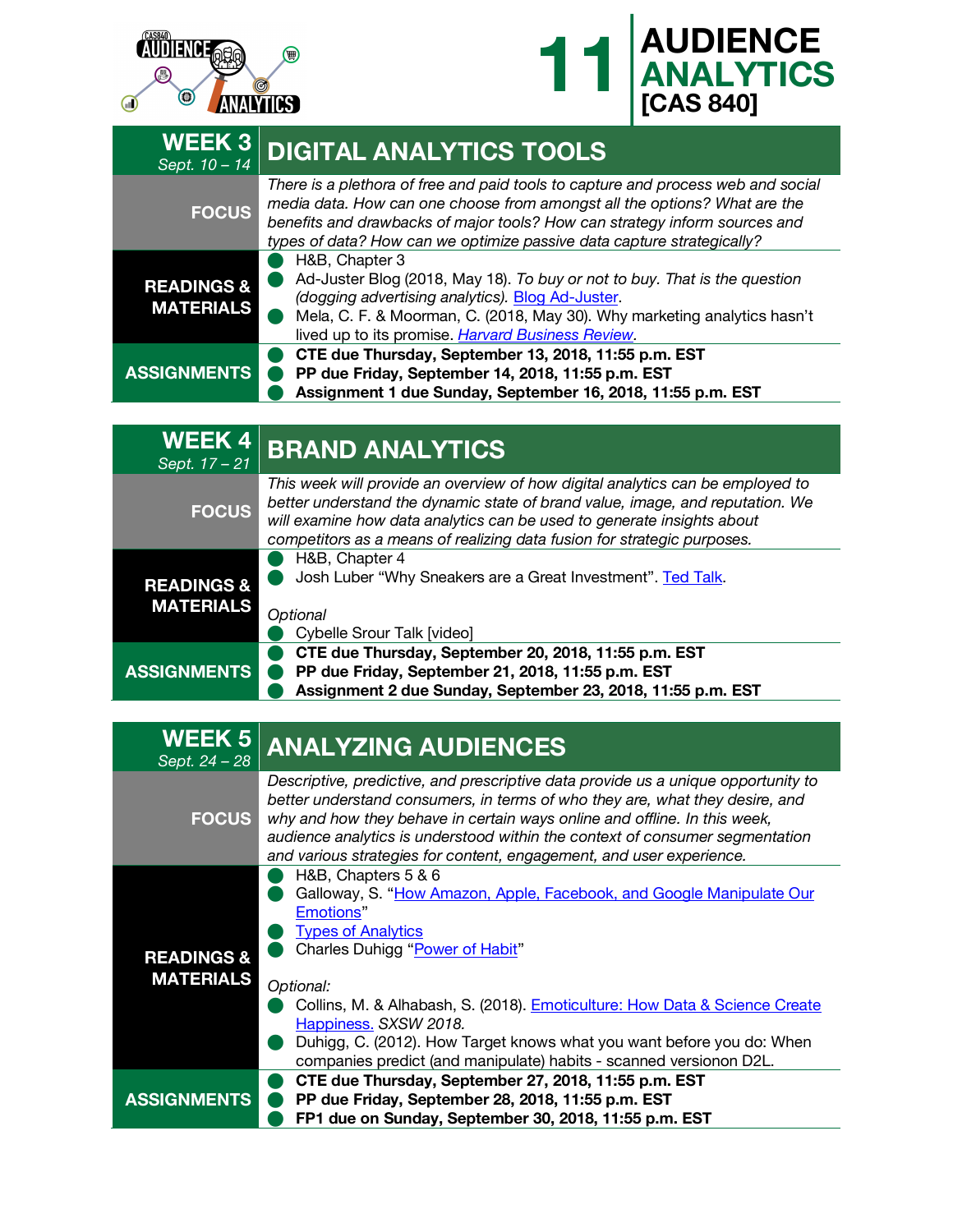## WEEK 3 — Sept. 10 – 14 — DIGITAL ANALYTICS TOOLS

| | |
|---|---|
| **FOCUS** | *There is a plethora of free and paid tools to capture and process web and social media data. How can one choose from amongst all the options? What are the benefits and drawbacks of major tools? How can strategy inform sources and types of data? How can we optimize passive data capture strategically?* |
| **READINGS & MATERIALS** | • H&B, Chapter 3<br>• Ad-Juster Blog (2018, May 18). *To buy or not to buy. That is the question (dogging advertising analytics).* Blog Ad-Juster.<br>• Mela, C. F. & Moorman, C. (2018, May 30). Why marketing analytics hasn't lived up to its promise. *Harvard Business Review*. |
| **ASSIGNMENTS** | • **CTE due Thursday, September 13, 2018, 11:55 p.m. EST**<br>• **PP due Friday, September 14, 2018, 11:55 p.m. EST**<br>• **Assignment 1 due Sunday, September 16, 2018, 11:55 p.m. EST** |

## WEEK 4 — Sept. 17 – 21 — BRAND ANALYTICS

| | |
|---|---|
| **FOCUS** | *This week will provide an overview of how digital analytics can be employed to better understand the dynamic state of brand value, image, and reputation. We will examine how data analytics can be used to generate insights about competitors as a means of realizing data fusion for strategic purposes.* |
| **READINGS & MATERIALS** | • H&B, Chapter 4<br>• Josh Luber "Why Sneakers are a Great Investment". Ted Talk.<br><br>*Optional*<br>• Cybelle Srour Talk [video] |
| **ASSIGNMENTS** | • **CTE due Thursday, September 20, 2018, 11:55 p.m. EST**<br>• **PP due Friday, September 21, 2018, 11:55 p.m. EST**<br>• **Assignment 2 due Sunday, September 23, 2018, 11:55 p.m. EST** |

## WEEK 5 — Sept. 24 – 28 — ANALYZING AUDIENCES

| | |
|---|---|
| **FOCUS** | *Descriptive, predictive, and prescriptive data provide us a unique opportunity to better understand consumers, in terms of who they are, what they desire, and why and how they behave in certain ways online and offline. In this week, audience analytics is understood within the context of consumer segmentation and various strategies for content, engagement, and user experience.* |
| **READINGS & MATERIALS** | • H&B, Chapters 5 & 6<br>• Galloway, S. "How Amazon, Apple, Facebook, and Google Manipulate Our Emotions"<br>• Types of Analytics<br>• Charles Duhigg "Power of Habit"<br><br>*Optional:*<br>• Collins, M. & Alhabash, S. (2018). Emoticulture: How Data & Science Create Happiness. *SXSW 2018.*<br>• Duhigg, C. (2012). How Target knows what you want before you do: When companies predict (and manipulate) habits - scanned versionon D2L. |
| **ASSIGNMENTS** | • **CTE due Thursday, September 27, 2018, 11:55 p.m. EST**<br>• **PP due Friday, September 28, 2018, 11:55 p.m. EST**<br>• **FP1 due on Sunday, September 30, 2018, 11:55 p.m. EST** |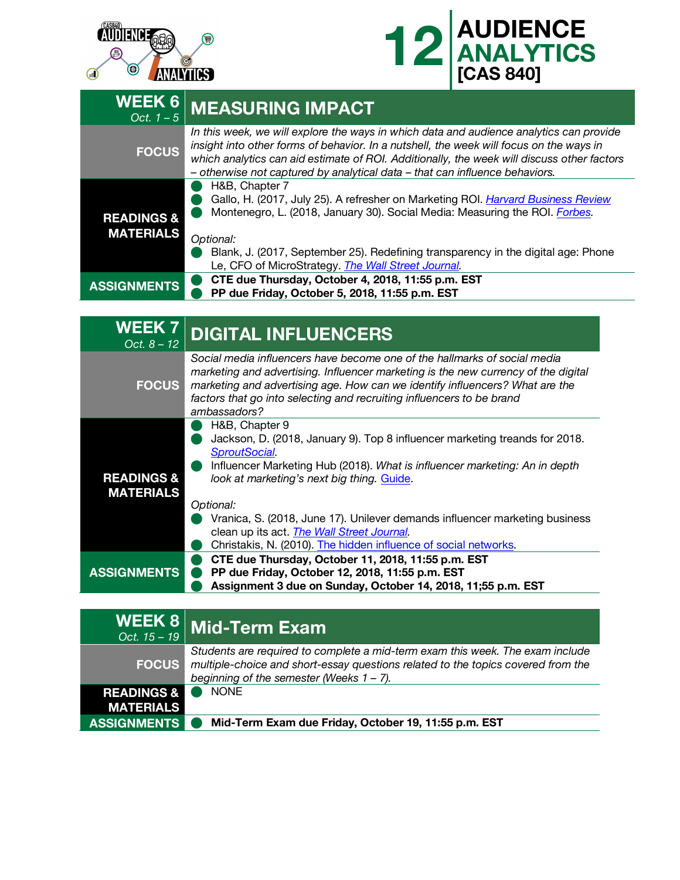## WEEK 6 — Oct. 1 – 5

## MEASURING IMPACT

**FOCUS**

*In this week, we will explore the ways in which data and audience analytics can provide insight into other forms of behavior. In a nutshell, the week will focus on the ways in which analytics can aid estimate of ROI. Additionally, the week will discuss other factors – otherwise not captured by analytical data – that can influence behaviors.*

**READINGS & MATERIALS**

- H&B, Chapter 7
- Gallo, H. (2017, July 25). A refresher on Marketing ROI. *Harvard Business Review*
- Montenegro, L. (2018, January 30). Social Media: Measuring the ROI. *Forbes*.

*Optional:*

- Blank, J. (2017, September 25). Redefining transparency in the digital age: Phone Le, CFO of MicroStrategy. *The Wall Street Journal*.

**ASSIGNMENTS**

- **CTE due Thursday, October 4, 2018, 11:55 p.m. EST**
- **PP due Friday, October 5, 2018, 11:55 p.m. EST**

## WEEK 7 — Oct. 8 – 12

## DIGITAL INFLUENCERS

**FOCUS**

*Social media influencers have become one of the hallmarks of social media marketing and advertising. Influencer marketing is the new currency of the digital marketing and advertising age. How can we identify influencers? What are the factors that go into selecting and recruiting influencers to be brand ambassadors?*

**READINGS & MATERIALS**

- H&B, Chapter 9
- Jackson, D. (2018, January 9). Top 8 influencer marketing treands for 2018. *SproutSocial*.
- Influencer Marketing Hub (2018). *What is influencer marketing: An in depth look at marketing's next big thing.* Guide.

*Optional:*

- Vranica, S. (2018, June 17). Unilever demands influencer marketing business clean up its act. *The Wall Street Journal*.
- Christakis, N. (2010). The hidden influence of social networks.

**ASSIGNMENTS**

- **CTE due Thursday, October 11, 2018, 11:55 p.m. EST**
- **PP due Friday, October 12, 2018, 11:55 p.m. EST**
- **Assignment 3 due on Sunday, October 14, 2018, 11;55 p.m. EST**

## WEEK 8 — Oct. 15 – 19

## Mid-Term Exam

**FOCUS**

*Students are required to complete a mid-term exam this week. The exam include multiple-choice and short-essay questions related to the topics covered from the beginning of the semester (Weeks 1 – 7).*

**READINGS & MATERIALS**

- NONE

**ASSIGNMENTS**

- **Mid-Term Exam due Friday, October 19, 11:55 p.m. EST**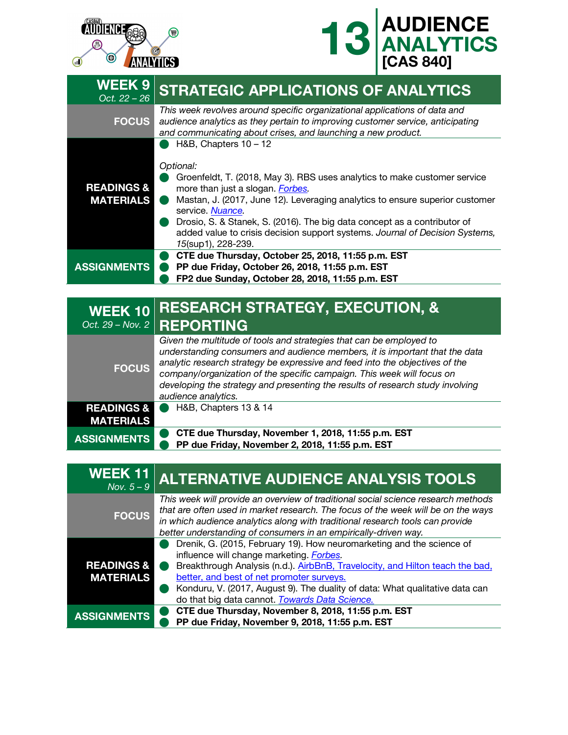## WEEK 9 — Oct. 22 – 26: STRATEGIC APPLICATIONS OF ANALYTICS

| | |
|---|---|
| **FOCUS** | *This week revolves around specific organizational applications of data and audience analytics as they pertain to improving customer service, anticipating and communicating about crises, and launching a new product.* |
| **READINGS & MATERIALS** | • H&B, Chapters 10 – 12<br><br>*Optional:*<br>• Groenfeldt, T. (2018, May 3). RBS uses analytics to make customer service more than just a slogan. *Forbes*.<br>• Mastan, J. (2017, June 12). Leveraging analytics to ensure superior customer service. *Nuance*.<br>• Drosio, S. & Stanek, S. (2016). The big data concept as a contributor of added value to crisis decision support systems. *Journal of Decision Systems, 15*(sup1), 228-239. |
| **ASSIGNMENTS** | • **CTE due Thursday, October 25, 2018, 11:55 p.m. EST**<br>• **PP due Friday, October 26, 2018, 11:55 p.m. EST**<br>• **FP2 due Sunday, October 28, 2018, 11:55 p.m. EST** |

## WEEK 10 — Oct. 29 – Nov. 2: RESEARCH STRATEGY, EXECUTION, & REPORTING

| | |
|---|---|
| **FOCUS** | *Given the multitude of tools and strategies that can be employed to understanding consumers and audience members, it is important that the data analytic research strategy be expressive and feed into the objectives of the company/organization of the specific campaign. This week will focus on developing the strategy and presenting the results of research study involving audience analytics.* |
| **READINGS & MATERIALS** | • H&B, Chapters 13 & 14 |
| **ASSIGNMENTS** | • **CTE due Thursday, November 1, 2018, 11:55 p.m. EST**<br>• **PP due Friday, November 2, 2018, 11:55 p.m. EST** |

## WEEK 11 — Nov. 5 – 9: ALTERNATIVE AUDIENCE ANALYSIS TOOLS

| | |
|---|---|
| **FOCUS** | *This week will provide an overview of traditional social science research methods that are often used in market research. The focus of the week will be on the ways in which audience analytics along with traditional research tools can provide better understanding of consumers in an empirically-driven way.* |
| **READINGS & MATERIALS** | • Drenik, G. (2015, February 19). How neuromarketing and the science of influence will change marketing. *Forbes*.<br>• Breakthrough Analysis (n.d.). AirbBnB, Travelocity, and Hilton teach the bad, better, and best of net promoter surveys.<br>• Konduru, V. (2017, August 9). The duality of data: What qualitative data can do that big data cannot. *Towards Data Science.* |
| **ASSIGNMENTS** | • **CTE due Thursday, November 8, 2018, 11:55 p.m. EST**<br>• **PP due Friday, November 9, 2018, 11:55 p.m. EST** |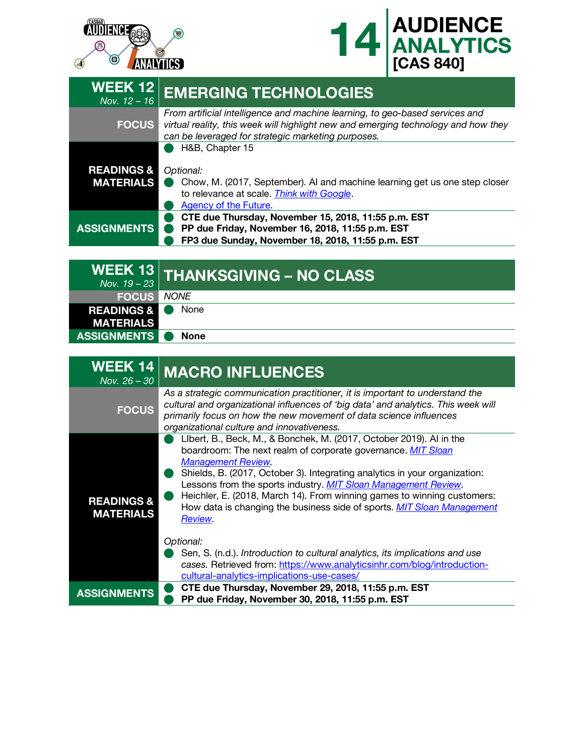## WEEK 12 — Nov. 12 – 16

### EMERGING TECHNOLOGIES

**FOCUS**

*From artificial intelligence and machine learning, to geo-based services and virtual reality, this week will highlight new and emerging technology and how they can be leveraged for strategic marketing purposes.*

**READINGS & MATERIALS**

- H&B, Chapter 15

*Optional:*

- Chow, M. (2017, September). AI and machine learning get us one step closer to relevance at scale. *Think with Google*.
- Agency of the Future.

**ASSIGNMENTS**

- **CTE due Thursday, November 15, 2018, 11:55 p.m. EST**
- **PP due Friday, November 16, 2018, 11:55 p.m. EST**
- **FP3 due Sunday, November 18, 2018, 11:55 p.m. EST**

## WEEK 13 — Nov. 19 – 23

### THANKSGIVING – NO CLASS

**FOCUS**

*NONE*

**READINGS & MATERIALS**

- None

**ASSIGNMENTS**

- **None**

## WEEK 14 — Nov. 26 – 30

### MACRO INFLUENCES

**FOCUS**

*As a strategic communication practitioner, it is important to understand the cultural and organizational influences of 'big data' and analytics. This week will primarily focus on how the new movement of data science influences organizational culture and innovativeness.*

**READINGS & MATERIALS**

- LIbert, B., Beck, M., & Bonchek, M. (2017, October 2019). AI in the boardroom: The next realm of corporate governance. *MIT Sloan Management Review*.
- Shields, B. (2017, October 3). Integrating analytics in your organization: Lessons from the sports industry. *MIT Sloan Management Review*.
- Heichler, E. (2018, March 14). From winning games to winning customers: How data is changing the business side of sports. *MIT Sloan Management Review*.

*Optional:*

- Sen, S. (n.d.). *Introduction to cultural analytics, its implications and use cases.* Retrieved from: https://www.analyticsinhr.com/blog/introduction-cultural-analytics-implications-use-cases/

**ASSIGNMENTS**

- **CTE due Thursday, November 29, 2018, 11:55 p.m. EST**
- **PP due Friday, November 30, 2018, 11:55 p.m. EST**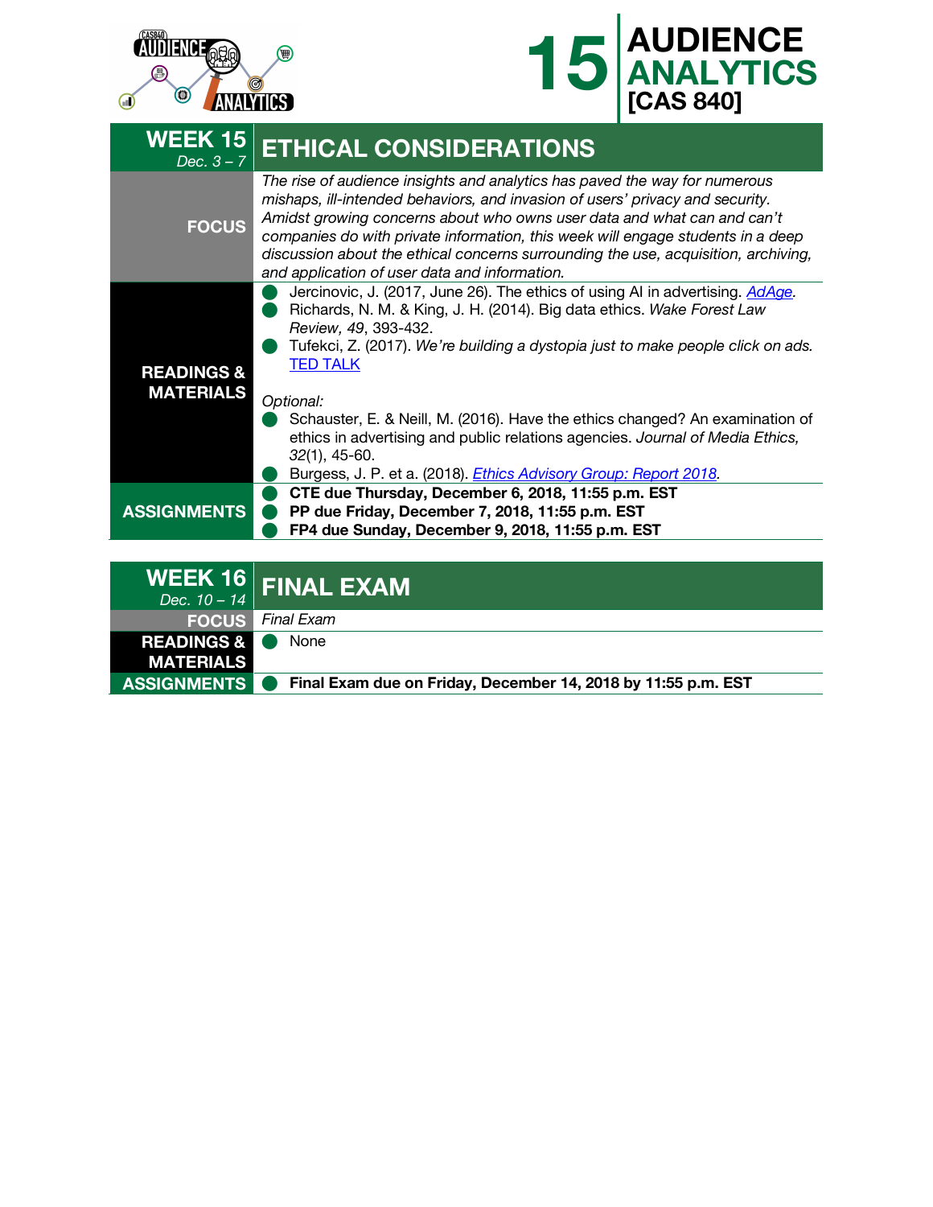## WEEK 15 — Dec. 3 – 7 — ETHICAL CONSIDERATIONS

**FOCUS**

*The rise of audience insights and analytics has paved the way for numerous mishaps, ill-intended behaviors, and invasion of users' privacy and security. Amidst growing concerns about who owns user data and what can and can't companies do with private information, this week will engage students in a deep discussion about the ethical concerns surrounding the use, acquisition, archiving, and application of user data and information.*

**READINGS & MATERIALS**

- Jercinovic, J. (2017, June 26). The ethics of using AI in advertising. *AdAge*.
- Richards, N. M. & King, J. H. (2014). Big data ethics. *Wake Forest Law Review, 49*, 393-432.
- Tufekci, Z. (2017). *We're building a dystopia just to make people click on ads.* TED TALK

*Optional:*

- Schauster, E. & Neill, M. (2016). Have the ethics changed? An examination of ethics in advertising and public relations agencies. *Journal of Media Ethics, 32*(1), 45-60.
- Burgess, J. P. et a. (2018). *Ethics Advisory Group: Report 2018*.

**ASSIGNMENTS**

- **CTE due Thursday, December 6, 2018, 11:55 p.m. EST**
- **PP due Friday, December 7, 2018, 11:55 p.m. EST**
- **FP4 due Sunday, December 9, 2018, 11:55 p.m. EST**

## WEEK 16 — Dec. 10 – 14 — FINAL EXAM

**FOCUS**

*Final Exam*

**READINGS & MATERIALS**

- None

**ASSIGNMENTS**

- **Final Exam due on Friday, December 14, 2018 by 11:55 p.m. EST**